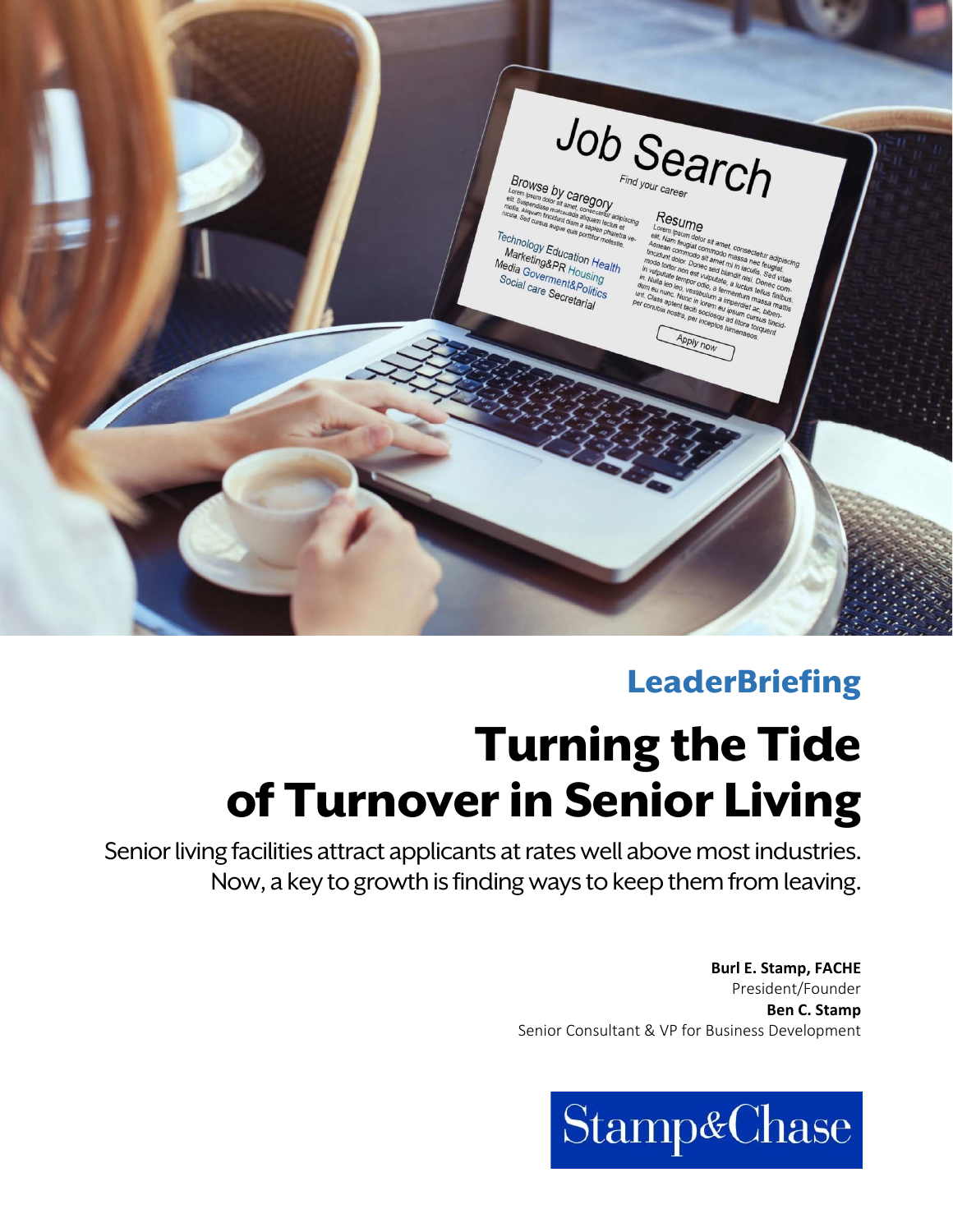**LeaderBriefing**

# Turning the Tide of Turnover in Senior Living

Senior living facilities attract applicants at rates well above most industries. Now, a key to growth is finding ways to keep them from leaving.

**Burl E. Stamp, FACHE**
President/Founder
**Ben C. Stamp**
Senior Consultant & VP for Business Development

Stamp&Chase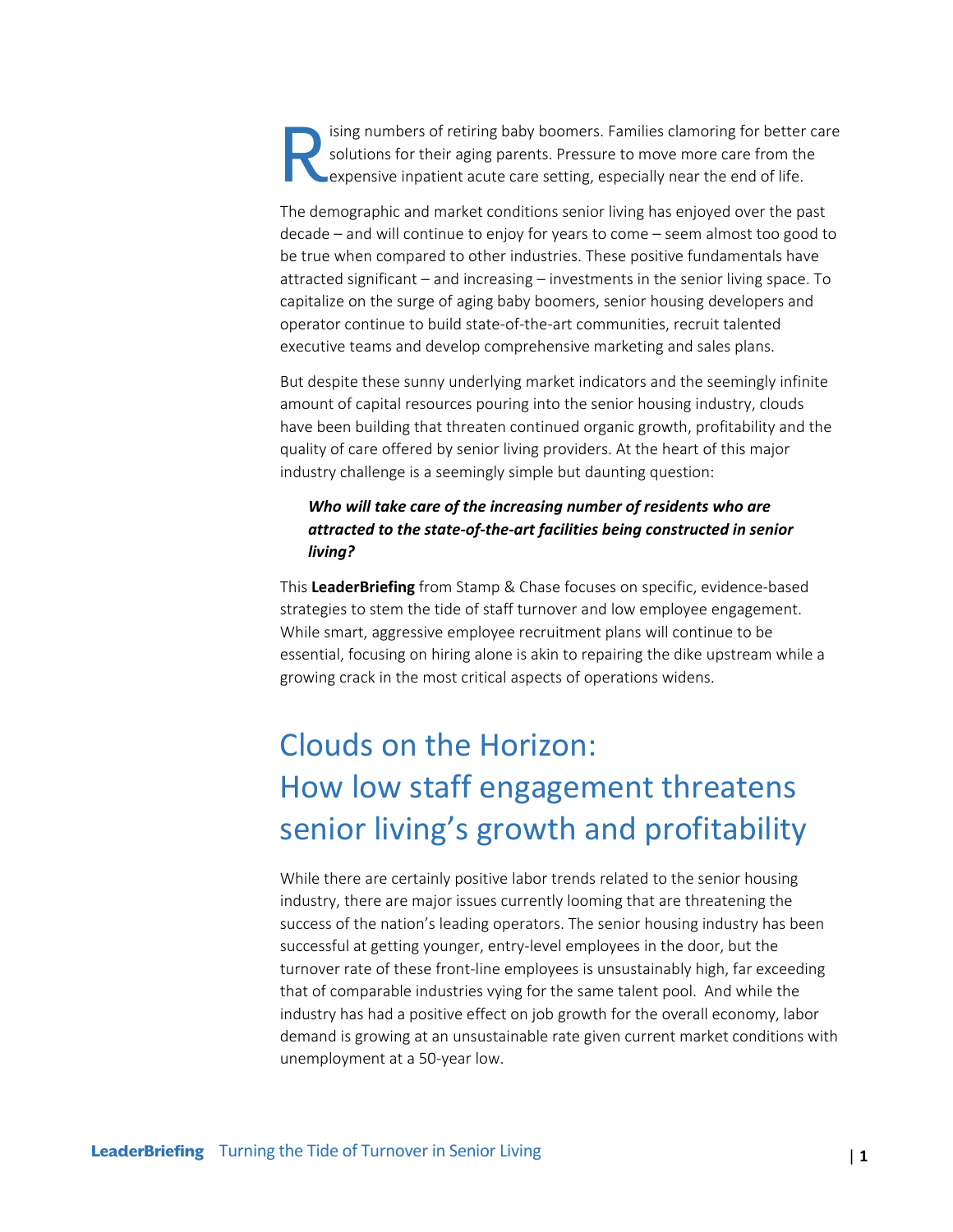Rising numbers of retiring baby boomers. Families clamoring for better care solutions for their aging parents. Pressure to move more care from the expensive inpatient acute care setting, especially near the end of life.

The demographic and market conditions senior living has enjoyed over the past decade – and will continue to enjoy for years to come – seem almost too good to be true when compared to other industries. These positive fundamentals have attracted significant – and increasing – investments in the senior living space. To capitalize on the surge of aging baby boomers, senior housing developers and operator continue to build state-of-the-art communities, recruit talented executive teams and develop comprehensive marketing and sales plans.

But despite these sunny underlying market indicators and the seemingly infinite amount of capital resources pouring into the senior housing industry, clouds have been building that threaten continued organic growth, profitability and the quality of care offered by senior living providers. At the heart of this major industry challenge is a seemingly simple but daunting question:

> ***Who will take care of the increasing number of residents who are attracted to the state-of-the-art facilities being constructed in senior living?***

This **LeaderBriefing** from Stamp & Chase focuses on specific, evidence-based strategies to stem the tide of staff turnover and low employee engagement. While smart, aggressive employee recruitment plans will continue to be essential, focusing on hiring alone is akin to repairing the dike upstream while a growing crack in the most critical aspects of operations widens.

# Clouds on the Horizon: How low staff engagement threatens senior living's growth and profitability

While there are certainly positive labor trends related to the senior housing industry, there are major issues currently looming that are threatening the success of the nation's leading operators. The senior housing industry has been successful at getting younger, entry-level employees in the door, but the turnover rate of these front-line employees is unsustainably high, far exceeding that of comparable industries vying for the same talent pool. And while the industry has had a positive effect on job growth for the overall economy, labor demand is growing at an unsustainable rate given current market conditions with unemployment at a 50-year low.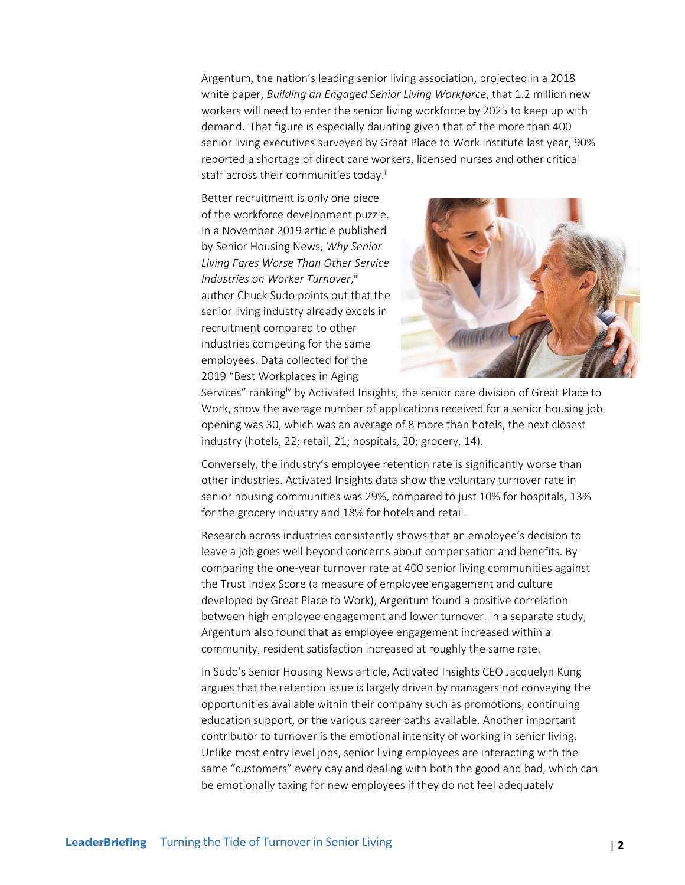Argentum, the nation's leading senior living association, projected in a 2018 white paper, *Building an Engaged Senior Living Workforce*, that 1.2 million new workers will need to enter the senior living workforce by 2025 to keep up with demand.[i] That figure is especially daunting given that of the more than 400 senior living executives surveyed by Great Place to Work Institute last year, 90% reported a shortage of direct care workers, licensed nurses and other critical staff across their communities today.[ii]

Better recruitment is only one piece of the workforce development puzzle. In a November 2019 article published by Senior Housing News, *Why Senior Living Fares Worse Than Other Service Industries on Worker Turnover*,[iii] author Chuck Sudo points out that the senior living industry already excels in recruitment compared to other industries competing for the same employees. Data collected for the 2019 "Best Workplaces in Aging Services" ranking[iv] by Activated Insights, the senior care division of Great Place to Work, show the average number of applications received for a senior housing job opening was 30, which was an average of 8 more than hotels, the next closest industry (hotels, 22; retail, 21; hospitals, 20; grocery, 14).

Conversely, the industry's employee retention rate is significantly worse than other industries. Activated Insights data show the voluntary turnover rate in senior housing communities was 29%, compared to just 10% for hospitals, 13% for the grocery industry and 18% for hotels and retail.

Research across industries consistently shows that an employee's decision to leave a job goes well beyond concerns about compensation and benefits. By comparing the one-year turnover rate at 400 senior living communities against the Trust Index Score (a measure of employee engagement and culture developed by Great Place to Work), Argentum found a positive correlation between high employee engagement and lower turnover. In a separate study, Argentum also found that as employee engagement increased within a community, resident satisfaction increased at roughly the same rate.

In Sudo's Senior Housing News article, Activated Insights CEO Jacquelyn Kung argues that the retention issue is largely driven by managers not conveying the opportunities available within their company such as promotions, continuing education support, or the various career paths available. Another important contributor to turnover is the emotional intensity of working in senior living. Unlike most entry level jobs, senior living employees are interacting with the same "customers" every day and dealing with both the good and bad, which can be emotionally taxing for new employees if they do not feel adequately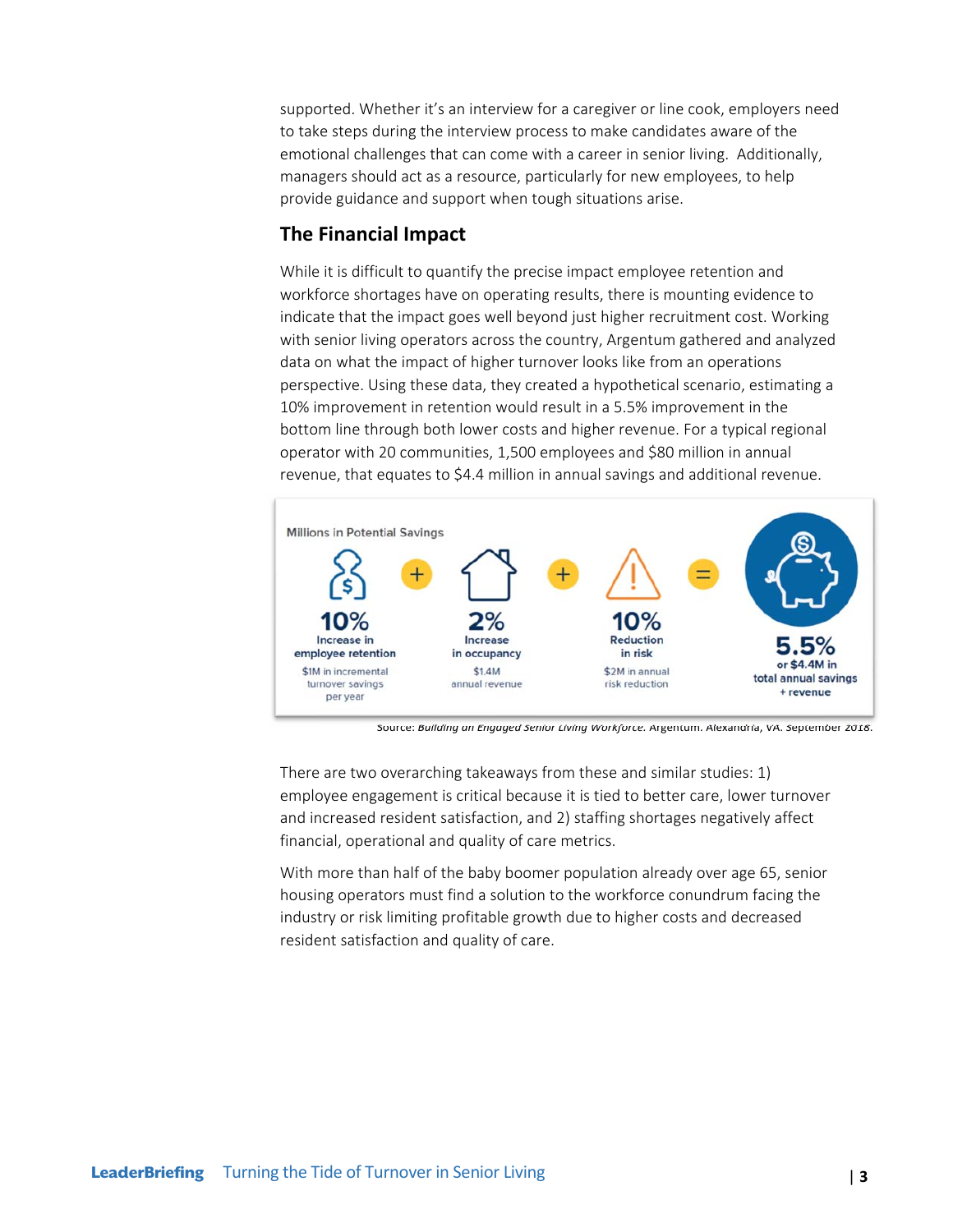supported. Whether it's an interview for a caregiver or line cook, employers need to take steps during the interview process to make candidates aware of the emotional challenges that can come with a career in senior living. Additionally, managers should act as a resource, particularly for new employees, to help provide guidance and support when tough situations arise.

## The Financial Impact

While it is difficult to quantify the precise impact employee retention and workforce shortages have on operating results, there is mounting evidence to indicate that the impact goes well beyond just higher recruitment cost. Working with senior living operators across the country, Argentum gathered and analyzed data on what the impact of higher turnover looks like from an operations perspective. Using these data, they created a hypothetical scenario, estimating a 10% improvement in retention would result in a 5.5% improvement in the bottom line through both lower costs and higher revenue. For a typical regional operator with 20 communities, 1,500 employees and $80 million in annual revenue, that equates to $4.4 million in annual savings and additional revenue.

Millions in Potential Savings

| 10% Increase in employee retention | + | 2% Increase in occupancy | + | 10% Reduction in risk | = | 5.5% or $4.4M in total annual savings + revenue |
|---|---|---|---|---|---|---|
| $1M in incremental turnover savings per year | | $1.4M annual revenue | | $2M in annual risk reduction | | |

Source: *Building an Engaged Senior Living Workforce*. Argentum. Alexandria, VA. September 2018.

There are two overarching takeaways from these and similar studies: 1) employee engagement is critical because it is tied to better care, lower turnover and increased resident satisfaction, and 2) staffing shortages negatively affect financial, operational and quality of care metrics.

With more than half of the baby boomer population already over age 65, senior housing operators must find a solution to the workforce conundrum facing the industry or risk limiting profitable growth due to higher costs and decreased resident satisfaction and quality of care.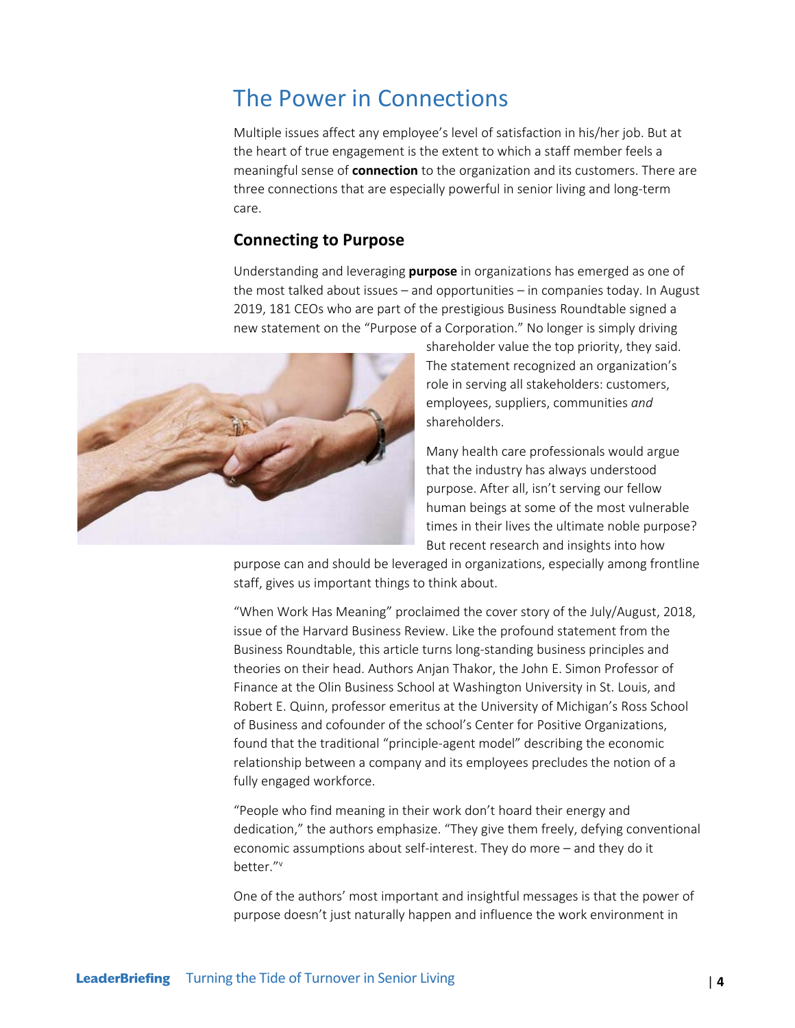# The Power in Connections

Multiple issues affect any employee's level of satisfaction in his/her job. But at the heart of true engagement is the extent to which a staff member feels a meaningful sense of **connection** to the organization and its customers. There are three connections that are especially powerful in senior living and long-term care.

## Connecting to Purpose

Understanding and leveraging **purpose** in organizations has emerged as one of the most talked about issues – and opportunities – in companies today. In August 2019, 181 CEOs who are part of the prestigious Business Roundtable signed a new statement on the "Purpose of a Corporation." No longer is simply driving shareholder value the top priority, they said. The statement recognized an organization's role in serving all stakeholders: customers, employees, suppliers, communities *and* shareholders.

Many health care professionals would argue that the industry has always understood purpose. After all, isn't serving our fellow human beings at some of the most vulnerable times in their lives the ultimate noble purpose? But recent research and insights into how purpose can and should be leveraged in organizations, especially among frontline staff, gives us important things to think about.

"When Work Has Meaning" proclaimed the cover story of the July/August, 2018, issue of the Harvard Business Review. Like the profound statement from the Business Roundtable, this article turns long-standing business principles and theories on their head. Authors Anjan Thakor, the John E. Simon Professor of Finance at the Olin Business School at Washington University in St. Louis, and Robert E. Quinn, professor emeritus at the University of Michigan's Ross School of Business and cofounder of the school's Center for Positive Organizations, found that the traditional "principle-agent model" describing the economic relationship between a company and its employees precludes the notion of a fully engaged workforce.

"People who find meaning in their work don't hoard their energy and dedication," the authors emphasize. "They give them freely, defying conventional economic assumptions about self-interest. They do more – and they do it better."[v]

One of the authors' most important and insightful messages is that the power of purpose doesn't just naturally happen and influence the work environment in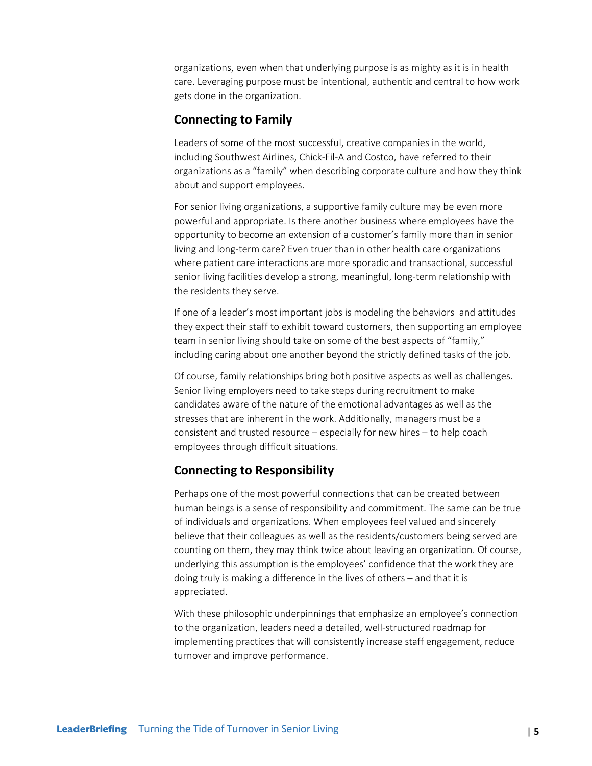organizations, even when that underlying purpose is as mighty as it is in health care. Leveraging purpose must be intentional, authentic and central to how work gets done in the organization.

## Connecting to Family

Leaders of some of the most successful, creative companies in the world, including Southwest Airlines, Chick-Fil-A and Costco, have referred to their organizations as a "family" when describing corporate culture and how they think about and support employees.

For senior living organizations, a supportive family culture may be even more powerful and appropriate. Is there another business where employees have the opportunity to become an extension of a customer's family more than in senior living and long-term care? Even truer than in other health care organizations where patient care interactions are more sporadic and transactional, successful senior living facilities develop a strong, meaningful, long-term relationship with the residents they serve.

If one of a leader's most important jobs is modeling the behaviors and attitudes they expect their staff to exhibit toward customers, then supporting an employee team in senior living should take on some of the best aspects of "family," including caring about one another beyond the strictly defined tasks of the job.

Of course, family relationships bring both positive aspects as well as challenges. Senior living employers need to take steps during recruitment to make candidates aware of the nature of the emotional advantages as well as the stresses that are inherent in the work. Additionally, managers must be a consistent and trusted resource – especially for new hires – to help coach employees through difficult situations.

## Connecting to Responsibility

Perhaps one of the most powerful connections that can be created between human beings is a sense of responsibility and commitment. The same can be true of individuals and organizations. When employees feel valued and sincerely believe that their colleagues as well as the residents/customers being served are counting on them, they may think twice about leaving an organization. Of course, underlying this assumption is the employees' confidence that the work they are doing truly is making a difference in the lives of others – and that it is appreciated.

With these philosophic underpinnings that emphasize an employee's connection to the organization, leaders need a detailed, well-structured roadmap for implementing practices that will consistently increase staff engagement, reduce turnover and improve performance.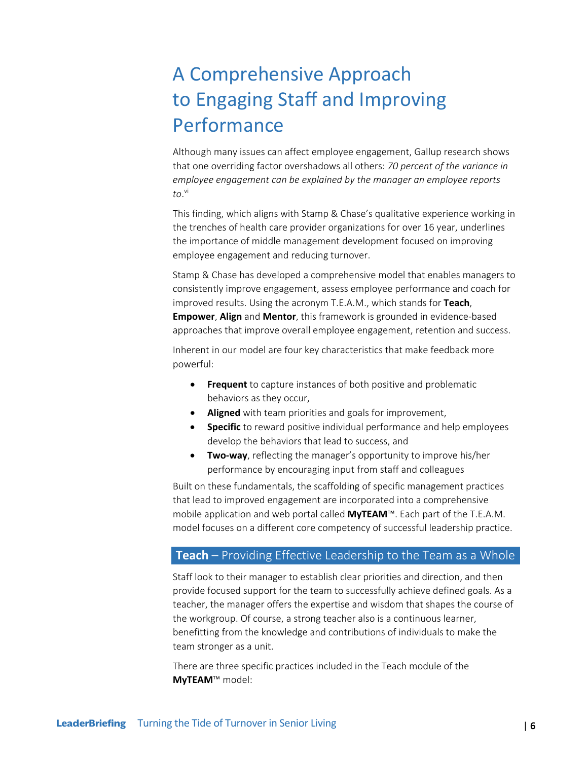# A Comprehensive Approach to Engaging Staff and Improving Performance

Although many issues can affect employee engagement, Gallup research shows that one overriding factor overshadows all others: *70 percent of the variance in employee engagement can be explained by the manager an employee reports to*.[vi]

This finding, which aligns with Stamp & Chase's qualitative experience working in the trenches of health care provider organizations for over 16 year, underlines the importance of middle management development focused on improving employee engagement and reducing turnover.

Stamp & Chase has developed a comprehensive model that enables managers to consistently improve engagement, assess employee performance and coach for improved results. Using the acronym T.E.A.M., which stands for **Teach**, **Empower**, **Align** and **Mentor**, this framework is grounded in evidence-based approaches that improve overall employee engagement, retention and success.

Inherent in our model are four key characteristics that make feedback more powerful:

- **Frequent** to capture instances of both positive and problematic behaviors as they occur,
- **Aligned** with team priorities and goals for improvement,
- **Specific** to reward positive individual performance and help employees develop the behaviors that lead to success, and
- **Two-way**, reflecting the manager's opportunity to improve his/her performance by encouraging input from staff and colleagues

Built on these fundamentals, the scaffolding of specific management practices that lead to improved engagement are incorporated into a comprehensive mobile application and web portal called **MyTEAM**™. Each part of the T.E.A.M. model focuses on a different core competency of successful leadership practice.

## **Teach** – Providing Effective Leadership to the Team as a Whole

Staff look to their manager to establish clear priorities and direction, and then provide focused support for the team to successfully achieve defined goals. As a teacher, the manager offers the expertise and wisdom that shapes the course of the workgroup. Of course, a strong teacher also is a continuous learner, benefitting from the knowledge and contributions of individuals to make the team stronger as a unit.

There are three specific practices included in the Teach module of the **MyTEAM**™ model: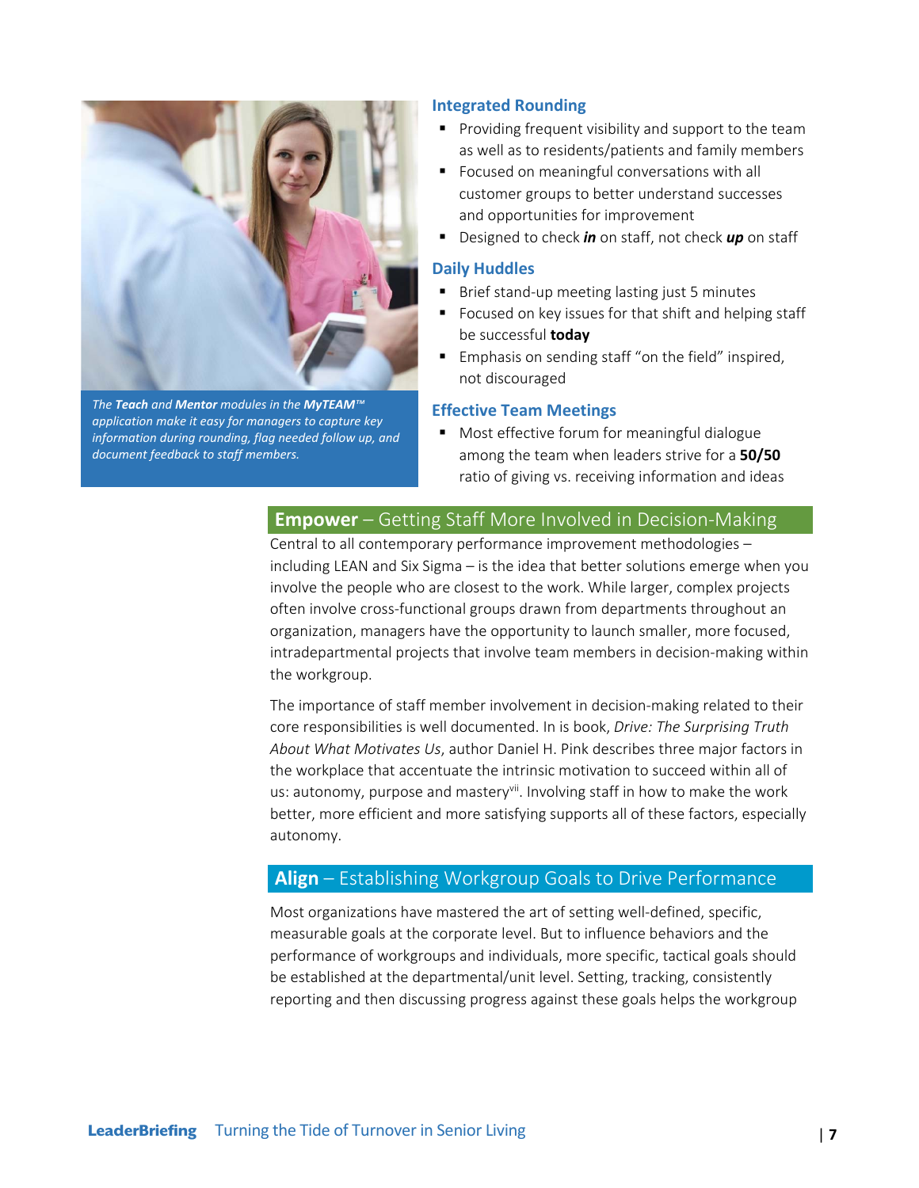*The **Teach** and **Mentor** modules in the **MyTEAM™** application make it easy for managers to capture key information during rounding, flag needed follow up, and document feedback to staff members.*

### Integrated Rounding

- Providing frequent visibility and support to the team as well as to residents/patients and family members
- Focused on meaningful conversations with all customer groups to better understand successes and opportunities for improvement
- Designed to check ***in*** on staff, not check ***up*** on staff

### Daily Huddles

- Brief stand-up meeting lasting just 5 minutes
- Focused on key issues for that shift and helping staff be successful **today**
- Emphasis on sending staff "on the field" inspired, not discouraged

### Effective Team Meetings

- Most effective forum for meaningful dialogue among the team when leaders strive for a **50/50** ratio of giving vs. receiving information and ideas

## **Empower** – Getting Staff More Involved in Decision-Making

Central to all contemporary performance improvement methodologies – including LEAN and Six Sigma – is the idea that better solutions emerge when you involve the people who are closest to the work. While larger, complex projects often involve cross-functional groups drawn from departments throughout an organization, managers have the opportunity to launch smaller, more focused, intradepartmental projects that involve team members in decision-making within the workgroup.

The importance of staff member involvement in decision-making related to their core responsibilities is well documented. In is book, *Drive: The Surprising Truth About What Motivates Us*, author Daniel H. Pink describes three major factors in the workplace that accentuate the intrinsic motivation to succeed within all of us: autonomy, purpose and mastery[vii]. Involving staff in how to make the work better, more efficient and more satisfying supports all of these factors, especially autonomy.

## **Align** – Establishing Workgroup Goals to Drive Performance

Most organizations have mastered the art of setting well-defined, specific, measurable goals at the corporate level. But to influence behaviors and the performance of workgroups and individuals, more specific, tactical goals should be established at the departmental/unit level. Setting, tracking, consistently reporting and then discussing progress against these goals helps the workgroup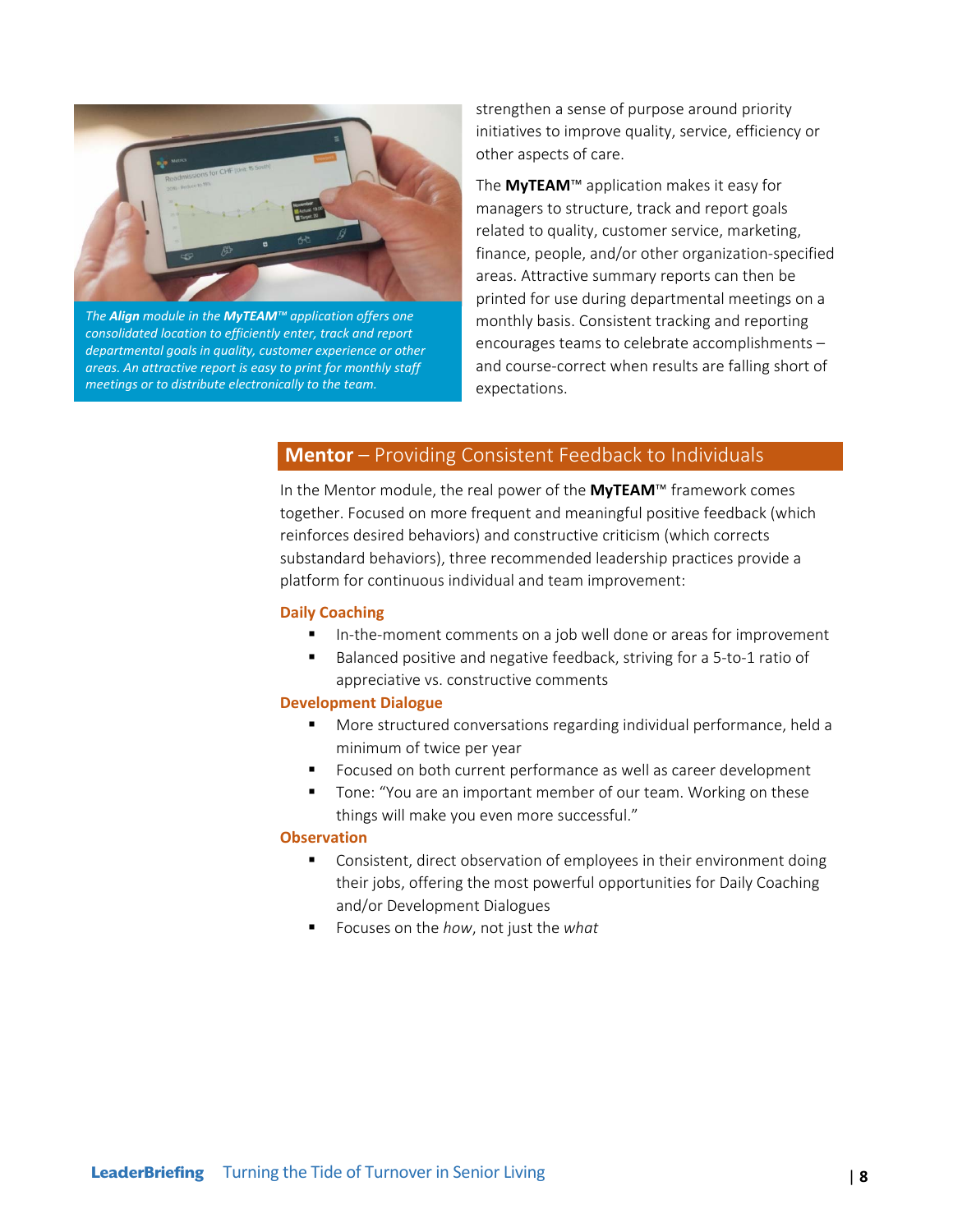*The **Align** module in the **MyTEAM**™ application offers one consolidated location to efficiently enter, track and report departmental goals in quality, customer experience or other areas. An attractive report is easy to print for monthly staff meetings or to distribute electronically to the team.*

strengthen a sense of purpose around priority initiatives to improve quality, service, efficiency or other aspects of care.

The **MyTEAM**™ application makes it easy for managers to structure, track and report goals related to quality, customer service, marketing, finance, people, and/or other organization-specified areas. Attractive summary reports can then be printed for use during departmental meetings on a monthly basis. Consistent tracking and reporting encourages teams to celebrate accomplishments – and course-correct when results are falling short of expectations.

## **Mentor** – Providing Consistent Feedback to Individuals

In the Mentor module, the real power of the **MyTEAM**™ framework comes together. Focused on more frequent and meaningful positive feedback (which reinforces desired behaviors) and constructive criticism (which corrects substandard behaviors), three recommended leadership practices provide a platform for continuous individual and team improvement:

### Daily Coaching

- In-the-moment comments on a job well done or areas for improvement
- Balanced positive and negative feedback, striving for a 5-to-1 ratio of appreciative vs. constructive comments

### Development Dialogue

- More structured conversations regarding individual performance, held a minimum of twice per year
- Focused on both current performance as well as career development
- Tone: "You are an important member of our team. Working on these things will make you even more successful."

### Observation

- Consistent, direct observation of employees in their environment doing their jobs, offering the most powerful opportunities for Daily Coaching and/or Development Dialogues
- Focuses on the *how*, not just the *what*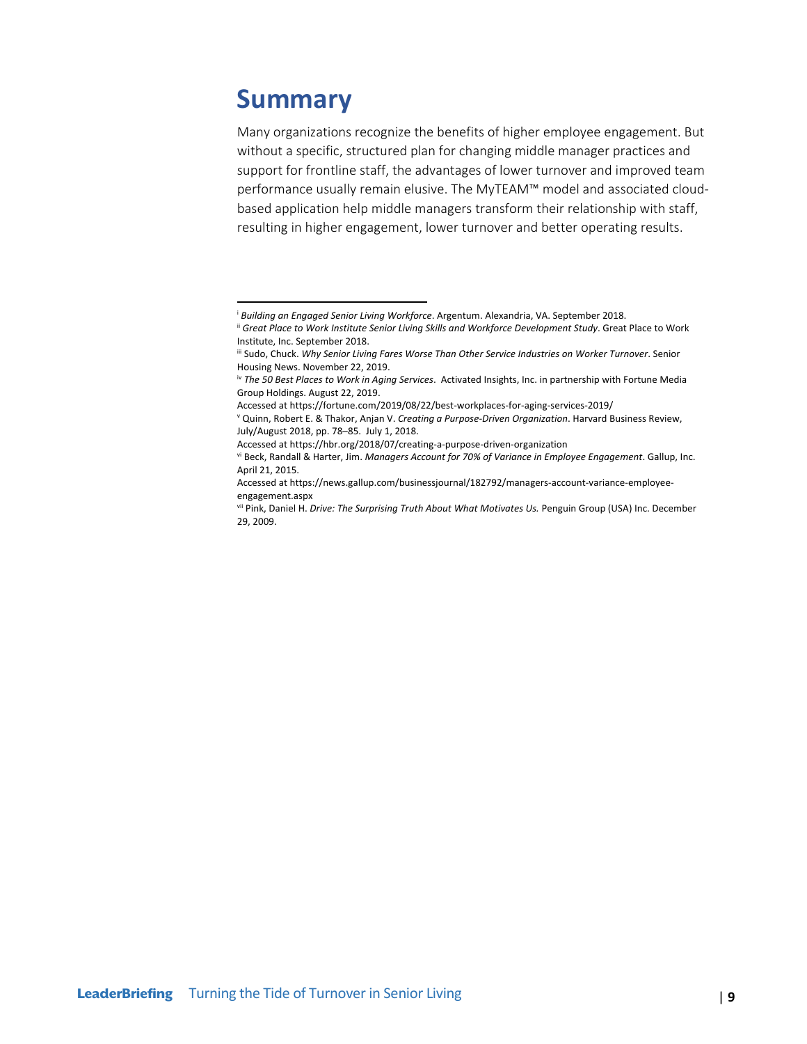# Summary

Many organizations recognize the benefits of higher employee engagement. But without a specific, structured plan for changing middle manager practices and support for frontline staff, the advantages of lower turnover and improved team performance usually remain elusive. The MyTEAM™ model and associated cloud-based application help middle managers transform their relationship with staff, resulting in higher engagement, lower turnover and better operating results.

---

[i] *Building an Engaged Senior Living Workforce*. Argentum. Alexandria, VA. September 2018.

[ii] *Great Place to Work Institute Senior Living Skills and Workforce Development Study*. Great Place to Work Institute, Inc. September 2018.

[iii] Sudo, Chuck. *Why Senior Living Fares Worse Than Other Service Industries on Worker Turnover*. Senior Housing News. November 22, 2019.

[iv] *The 50 Best Places to Work in Aging Services*. Activated Insights, Inc. in partnership with Fortune Media Group Holdings. August 22, 2019.
Accessed at https://fortune.com/2019/08/22/best-workplaces-for-aging-services-2019/

[v] Quinn, Robert E. & Thakor, Anjan V. *Creating a Purpose-Driven Organization*. Harvard Business Review, July/August 2018, pp. 78–85. July 1, 2018.
Accessed at https://hbr.org/2018/07/creating-a-purpose-driven-organization

[vi] Beck, Randall & Harter, Jim. *Managers Account for 70% of Variance in Employee Engagement*. Gallup, Inc. April 21, 2015.
Accessed at https://news.gallup.com/businessjournal/182792/managers-account-variance-employee-engagement.aspx

[vii] Pink, Daniel H. *Drive: The Surprising Truth About What Motivates Us.* Penguin Group (USA) Inc. December 29, 2009.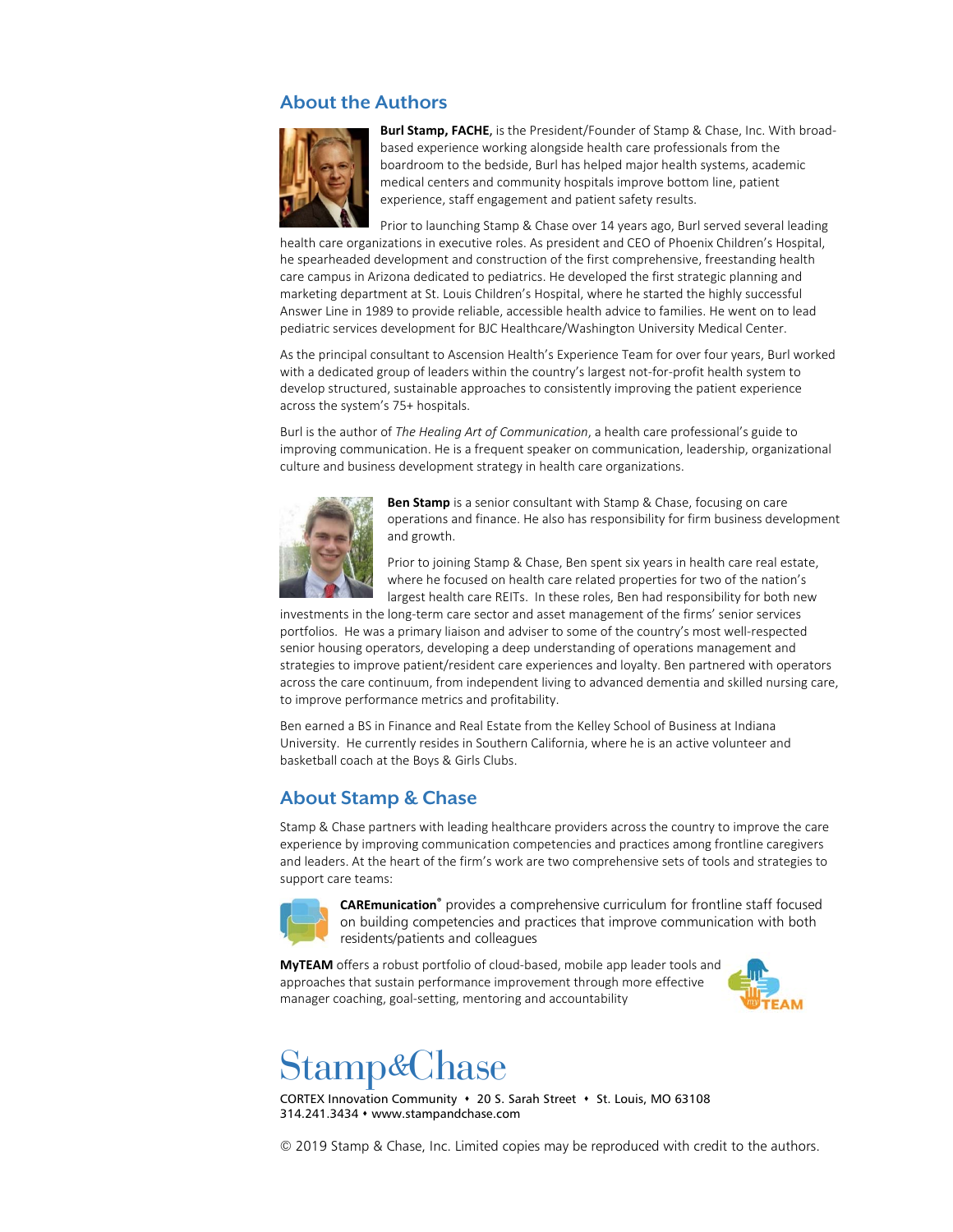## About the Authors

**Burl Stamp, FACHE**, is the President/Founder of Stamp & Chase, Inc. With broad-based experience working alongside health care professionals from the boardroom to the bedside, Burl has helped major health systems, academic medical centers and community hospitals improve bottom line, patient experience, staff engagement and patient safety results.

Prior to launching Stamp & Chase over 14 years ago, Burl served several leading health care organizations in executive roles. As president and CEO of Phoenix Children's Hospital, he spearheaded development and construction of the first comprehensive, freestanding health care campus in Arizona dedicated to pediatrics. He developed the first strategic planning and marketing department at St. Louis Children's Hospital, where he started the highly successful Answer Line in 1989 to provide reliable, accessible health advice to families. He went on to lead pediatric services development for BJC Healthcare/Washington University Medical Center.

As the principal consultant to Ascension Health's Experience Team for over four years, Burl worked with a dedicated group of leaders within the country's largest not-for-profit health system to develop structured, sustainable approaches to consistently improving the patient experience across the system's 75+ hospitals.

Burl is the author of *The Healing Art of Communication*, a health care professional's guide to improving communication. He is a frequent speaker on communication, leadership, organizational culture and business development strategy in health care organizations.

**Ben Stamp** is a senior consultant with Stamp & Chase, focusing on care operations and finance. He also has responsibility for firm business development and growth.

Prior to joining Stamp & Chase, Ben spent six years in health care real estate, where he focused on health care related properties for two of the nation's largest health care REITs. In these roles, Ben had responsibility for both new investments in the long-term care sector and asset management of the firms' senior services portfolios. He was a primary liaison and adviser to some of the country's most well-respected senior housing operators, developing a deep understanding of operations management and strategies to improve patient/resident care experiences and loyalty. Ben partnered with operators across the care continuum, from independent living to advanced dementia and skilled nursing care, to improve performance metrics and profitability.

Ben earned a BS in Finance and Real Estate from the Kelley School of Business at Indiana University. He currently resides in Southern California, where he is an active volunteer and basketball coach at the Boys & Girls Clubs.

## About Stamp & Chase

Stamp & Chase partners with leading healthcare providers across the country to improve the care experience by improving communication competencies and practices among frontline caregivers and leaders. At the heart of the firm's work are two comprehensive sets of tools and strategies to support care teams:

**CAREmunication®** provides a comprehensive curriculum for frontline staff focused on building competencies and practices that improve communication with both residents/patients and colleagues

**MyTEAM** offers a robust portfolio of cloud-based, mobile app leader tools and approaches that sustain performance improvement through more effective manager coaching, goal-setting, mentoring and accountability

Stamp&Chase

CORTEX Innovation Community • 20 S. Sarah Street • St. Louis, MO 63108
314.241.3434 • www.stampandchase.com

© 2019 Stamp & Chase, Inc. Limited copies may be reproduced with credit to the authors.